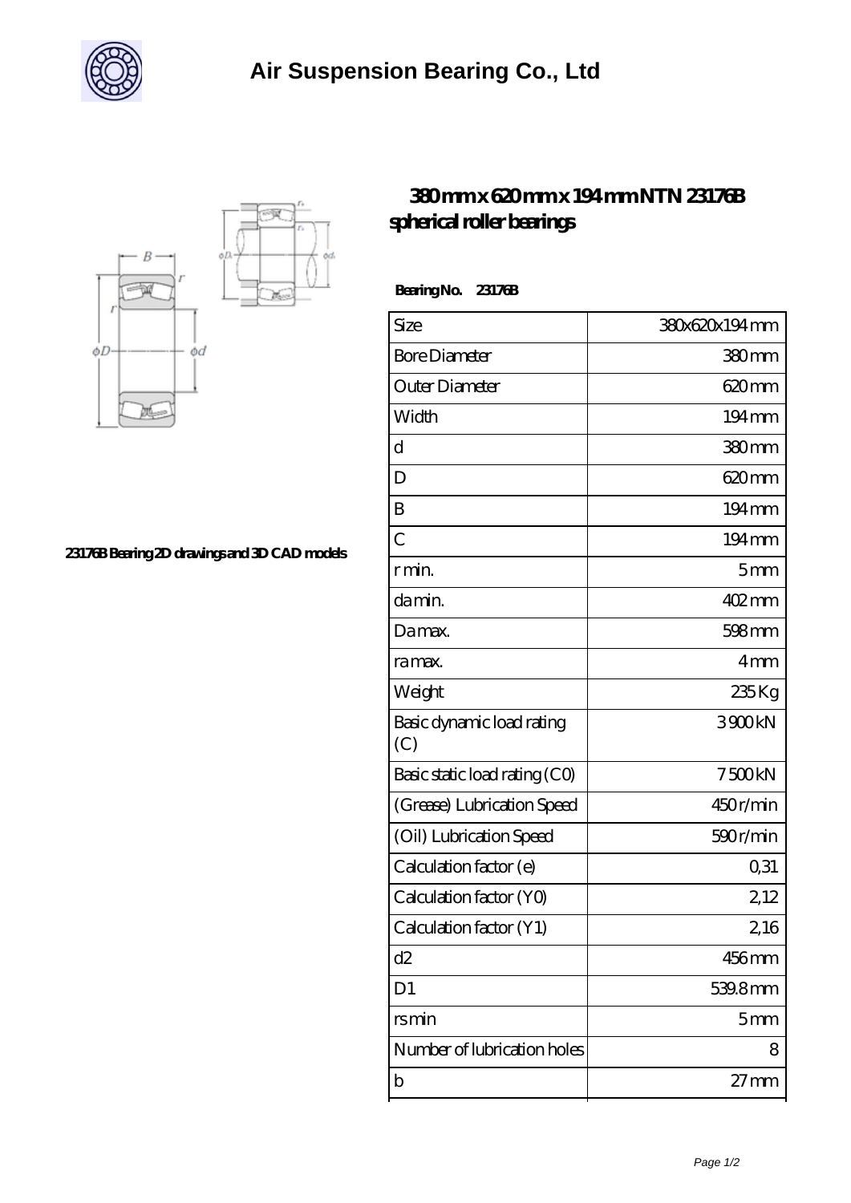# Air Suspension Bearing Co., Ltd

23176B Bearing 2D drawings and 3D CAD models

## 380 mm x 620 mm x 194 mm NTN 23176B spherical roller bearings

**Bearing No. 23176B**

| Size | 380x620x194 mm |
|---|---|
| Bore Diameter | 380 mm |
| Outer Diameter | 620 mm |
| Width | 194 mm |
| d | 380 mm |
| D | 620 mm |
| B | 194 mm |
| C | 194 mm |
| r min. | 5 mm |
| da min. | 402 mm |
| Da max. | 598 mm |
| ra max. | 4 mm |
| Weight | 235 Kg |
| Basic dynamic load rating (C) | 3 900 kN |
| Basic static load rating (C0) | 7 500 kN |
| (Grease) Lubrication Speed | 450 r/min |
| (Oil) Lubrication Speed | 590 r/min |
| Calculation factor (e) | 0,31 |
| Calculation factor (Y0) | 2,12 |
| Calculation factor (Y1) | 2,16 |
| d2 | 456 mm |
| D1 | 539.8 mm |
| rs min | 5 mm |
| Number of lubrication holes | 8 |
| b | 27 mm |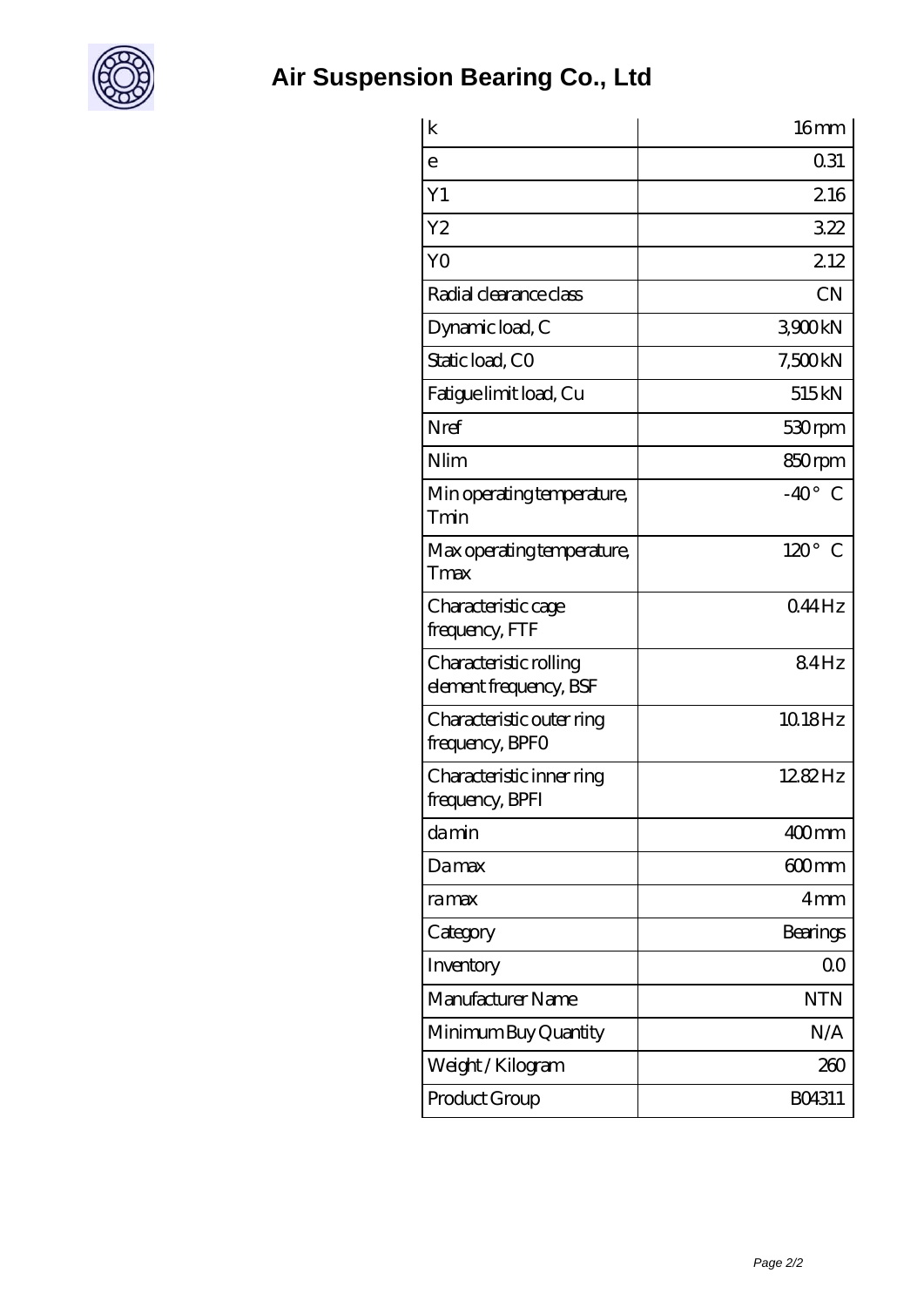# Air Suspension Bearing Co., Ltd

| | |
|---|---|
| k | 16 mm |
| e | 0.31 |
| Y1 | 2.16 |
| Y2 | 3.22 |
| Y0 | 2.12 |
| Radial clearance class | CN |
| Dynamic load, C | 3,900 kN |
| Static load, C0 | 7,500 kN |
| Fatigue limit load, Cu | 515 kN |
| Nref | 530 rpm |
| Nlim | 850 rpm |
| Min operating temperature, Tmin | -40 ° C |
| Max operating temperature, Tmax | 120 ° C |
| Characteristic cage frequency, FTF | 0.44 Hz |
| Characteristic rolling element frequency, BSF | 8.4 Hz |
| Characteristic outer ring frequency, BPF0 | 10.18 Hz |
| Characteristic inner ring frequency, BPFI | 12.82 Hz |
| da min | 400 mm |
| Da max | 600 mm |
| ra max | 4 mm |
| Category | Bearings |
| Inventory | 0.0 |
| Manufacturer Name | NTN |
| Minimum Buy Quantity | N/A |
| Weight / Kilogram | 260 |
| Product Group | B04311 |